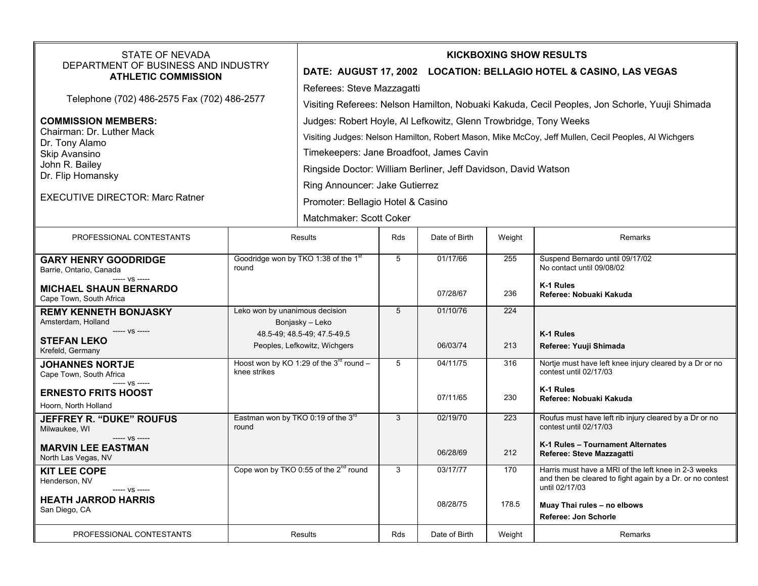STATE OF NEVADA
DEPARTMENT OF BUSINESS AND INDUSTRY
**ATHLETIC COMMISSION**

Telephone (702) 486-2575 Fax (702) 486-2577

**COMMISSION MEMBERS:**
Chairman: Dr. Luther Mack
Dr. Tony Alamo
Skip Avansino
John R. Bailey
Dr. Flip Homansky

EXECUTIVE DIRECTOR: Marc Ratner

**KICKBOXING SHOW RESULTS**

**DATE: AUGUST 17, 2002 LOCATION: BELLAGIO HOTEL & CASINO, LAS VEGAS**

Referees: Steve Mazzagatti

Visiting Referees: Nelson Hamilton, Nobuaki Kakuda, Cecil Peoples, Jon Schorle, Yuuji Shimada

Judges: Robert Hoyle, Al Lefkowitz, Glenn Trowbridge, Tony Weeks

Visiting Judges: Nelson Hamilton, Robert Mason, Mike McCoy, Jeff Mullen, Cecil Peoples, Al Wichgers

Timekeepers: Jane Broadfoot, James Cavin

Ringside Doctor: William Berliner, Jeff Davidson, David Watson

Ring Announcer: Jake Gutierrez

Promoter: Bellagio Hotel & Casino

Matchmaker: Scott Coker

| PROFESSIONAL CONTESTANTS | Results | Rds | Date of Birth | Weight | Remarks |
|---|---|---|---|---|---|
| **GARY HENRY GOODRIDGE**<br>Barrie, Ontario, Canada<br>----- vs -----<br>**MICHAEL SHAUN BERNARDO**<br>Cape Town, South Africa | Goodridge won by TKO 1:38 of the 1st round | 5 | 01/17/66<br><br>07/28/67 | 255<br><br>236 | Suspend Bernardo until 09/17/02<br>No contact until 09/08/02<br>**K-1 Rules**<br>**Referee: Nobuaki Kakuda** |
| **REMY KENNETH BONJASKY**<br>Amsterdam, Holland<br>----- vs -----<br>**STEFAN LEKO**<br>Krefeld, Germany | Leko won by unanimous decision<br>Bonjasky – Leko<br>48.5-49; 48.5-49; 47.5-49.5<br>Peoples, Lefkowitz, Wichgers | 5 | 01/10/76<br><br>06/03/74 | 224<br><br>213 | **K-1 Rules**<br>**Referee: Yuuji Shimada** |
| **JOHANNES NORTJE**<br>Cape Town, South Africa<br>----- vs -----<br>**ERNESTO FRITS HOOST**<br>Hoorn, North Holland | Hoost won by KO 1:29 of the 3rd round – knee strikes | 5 | 04/11/75<br><br>07/11/65 | 316<br><br>230 | Nortje must have left knee injury cleared by a Dr or no contest until 02/17/03<br>**K-1 Rules**<br>**Referee: Nobuaki Kakuda** |
| **JEFFREY R. "DUKE" ROUFUS**<br>Milwaukee, WI<br>----- vs -----<br>**MARVIN LEE EASTMAN**<br>North Las Vegas, NV | Eastman won by TKO 0:19 of the 3rd round | 3 | 02/19/70<br><br>06/28/69 | 223<br><br>212 | Roufus must have left rib injury cleared by a Dr or no contest until 02/17/03<br>**K-1 Rules – Tournament Alternates**<br>**Referee: Steve Mazzagatti** |
| **KIT LEE COPE**<br>Henderson, NV<br>----- vs -----<br>**HEATH JARROD HARRIS**<br>San Diego, CA | Cope won by TKO 0:55 of the 2nd round | 3 | 03/17/77<br><br>08/28/75 | 170<br><br>178.5 | Harris must have a MRI of the left knee in 2-3 weeks and then be cleared to fight again by a Dr. or no contest until 02/17/03<br>**Muay Thai rules – no elbows**<br>**Referee: Jon Schorle** |
| PROFESSIONAL CONTESTANTS | Results | Rds | Date of Birth | Weight | Remarks |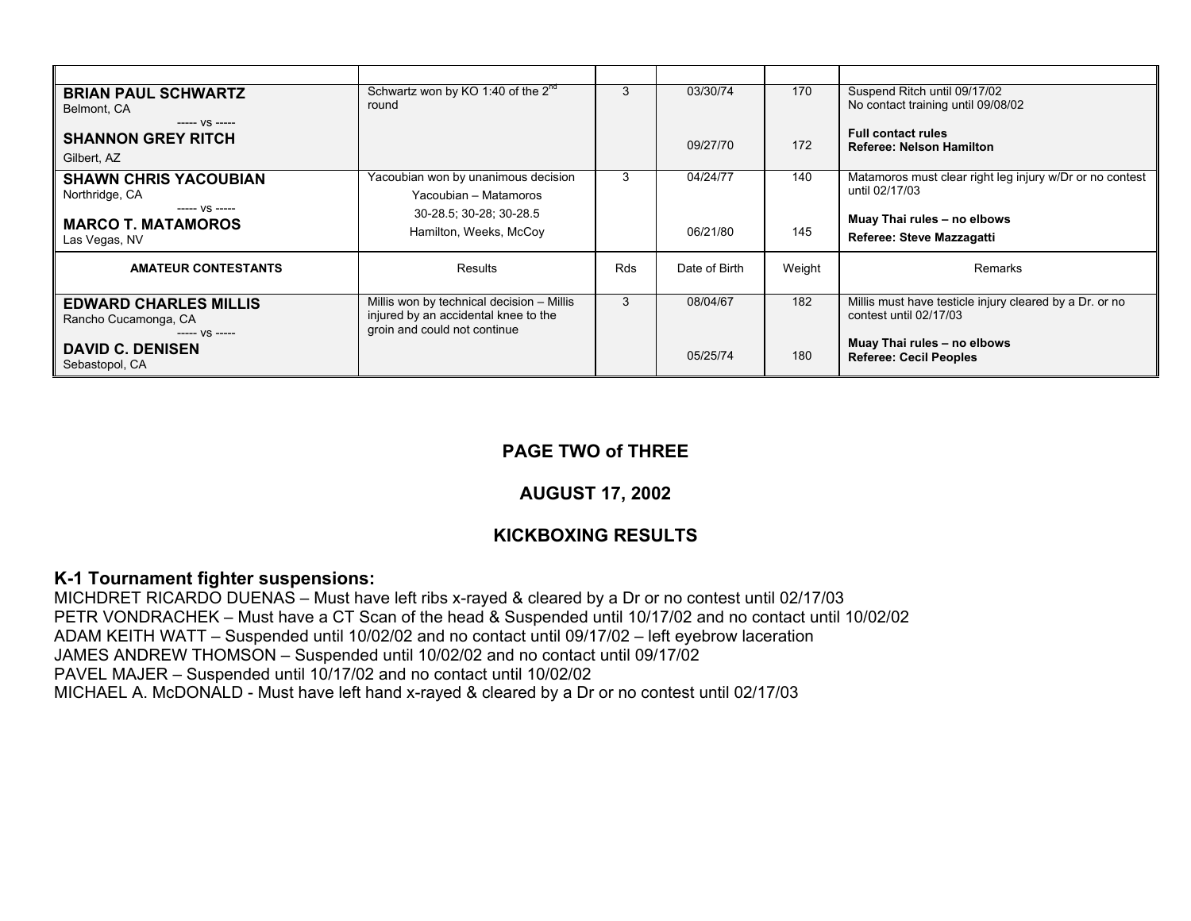| | | | | | |
|---|---|---|---|---|---|
| **BRIAN PAUL SCHWARTZ** Belmont, CA ----- vs ----- **SHANNON GREY RITCH** Gilbert, AZ | Schwartz won by KO 1:40 of the 2nd round | 3 | 03/30/74<br><br>09/27/70 | 170<br><br>172 | Suspend Ritch until 09/17/02 No contact training until 09/08/02 **Full contact rules** **Referee: Nelson Hamilton** |
| **SHAWN CHRIS YACOUBIAN** Northridge, CA ----- vs ----- **MARCO T. MATAMOROS** Las Vegas, NV | Yacoubian won by unanimous decision Yacoubian – Matamoros 30-28.5; 30-28; 30-28.5 Hamilton, Weeks, McCoy | 3 | 04/24/77<br><br>06/21/80 | 140<br><br>145 | Matamoros must clear right leg injury w/Dr or no contest until 02/17/03 **Muay Thai rules – no elbows** **Referee: Steve Mazzagatti** |
| **AMATEUR CONTESTANTS** | Results | Rds | Date of Birth | Weight | Remarks |
| **EDWARD CHARLES MILLIS** Rancho Cucamonga, CA ----- vs ----- **DAVID C. DENISEN** Sebastopol, CA | Millis won by technical decision – Millis injured by an accidental knee to the groin and could not continue | 3 | 08/04/67<br><br>05/25/74 | 182<br><br>180 | Millis must have testicle injury cleared by a Dr. or no contest until 02/17/03 **Muay Thai rules – no elbows** **Referee: Cecil Peoples** |

**PAGE TWO of THREE**

**AUGUST 17, 2002**

**KICKBOXING RESULTS**

## K-1 Tournament fighter suspensions:

MICHDRET RICARDO DUENAS – Must have left ribs x-rayed & cleared by a Dr or no contest until 02/17/03
PETR VONDRACHEK – Must have a CT Scan of the head & Suspended until 10/17/02 and no contact until 10/02/02
ADAM KEITH WATT – Suspended until 10/02/02 and no contact until 09/17/02 – left eyebrow laceration
JAMES ANDREW THOMSON – Suspended until 10/02/02 and no contact until 09/17/02
PAVEL MAJER – Suspended until 10/17/02 and no contact until 10/02/02
MICHAEL A. McDONALD - Must have left hand x-rayed & cleared by a Dr or no contest until 02/17/03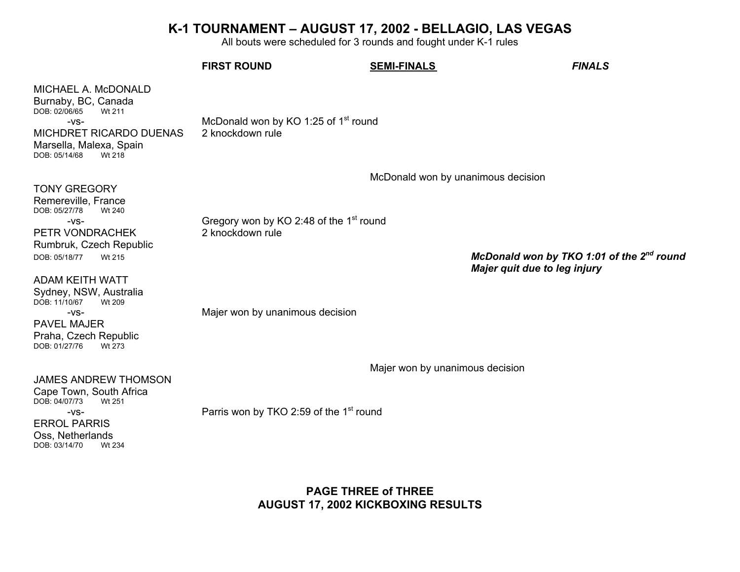# K-1 TOURNAMENT – AUGUST 17, 2002 - BELLAGIO, LAS VEGAS

All bouts were scheduled for 3 rounds and fought under K-1 rules

| Fighters | **FIRST ROUND** | **SEMI-FINALS** | ***FINALS*** |
|---|---|---|---|
| MICHAEL A. McDONALD<br>Burnaby, BC, Canada<br>DOB: 02/06/65 Wt 211<br>-vs-<br>MICHDRET RICARDO DUENAS<br>Marsella, Malexa, Spain<br>DOB: 05/14/68 Wt 218 | McDonald won by KO 1:25 of 1st round<br>2 knockdown rule | McDonald won by unanimous decision | |
| TONY GREGORY<br>Remereville, France<br>DOB: 05/27/78 Wt 240<br>-vs-<br>PETR VONDRACHEK<br>Rumbruk, Czech Republic<br>DOB: 05/18/77 Wt 215 | Gregory won by KO 2:48 of the 1st round<br>2 knockdown rule | | ***McDonald won by TKO 1:01 of the 2nd round***<br>***Majer quit due to leg injury*** |
| ADAM KEITH WATT<br>Sydney, NSW, Australia<br>DOB: 11/10/67 Wt 209<br>-vs-<br>PAVEL MAJER<br>Praha, Czech Republic<br>DOB: 01/27/76 Wt 273 | Majer won by unanimous decision | Majer won by unanimous decision | |
| JAMES ANDREW THOMSON<br>Cape Town, South Africa<br>DOB: 04/07/73 Wt 251<br>-vs-<br>ERROL PARRIS<br>Oss, Netherlands<br>DOB: 03/14/70 Wt 234 | Parris won by TKO 2:59 of the 1st round | | |